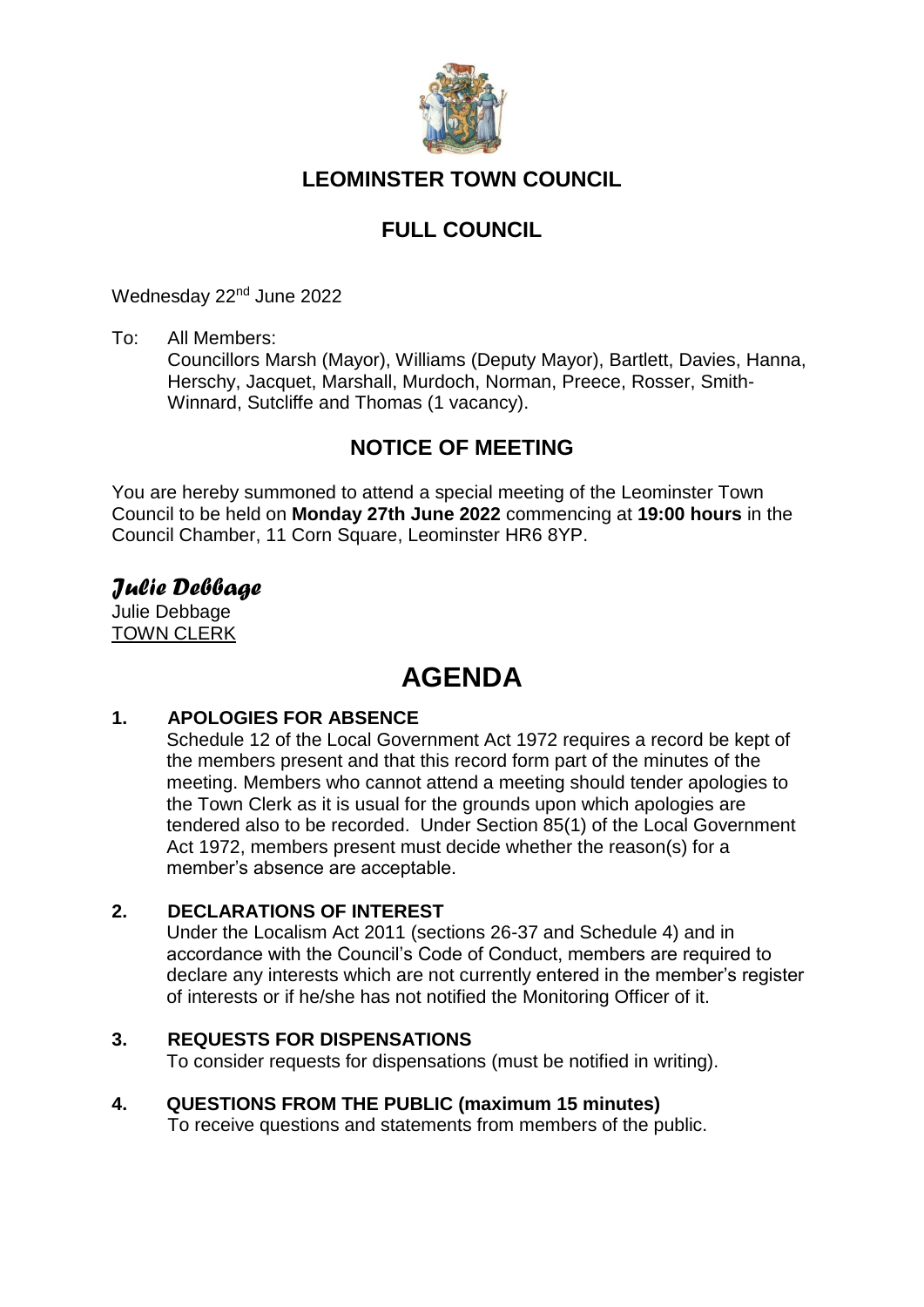# LEOMINSTER TOWN COUNCIL

## FULL COUNCIL

Wednesday 22nd June 2022

To: All Members:
Councillors Marsh (Mayor), Williams (Deputy Mayor), Bartlett, Davies, Hanna, Herschy, Jacquet, Marshall, Murdoch, Norman, Preece, Rosser, Smith-Winnard, Sutcliffe and Thomas (1 vacancy).

## NOTICE OF MEETING

You are hereby summoned to attend a special meeting of the Leominster Town Council to be held on **Monday 27th June 2022** commencing at **19:00 hours** in the Council Chamber, 11 Corn Square, Leominster HR6 8YP.

*Julie Debbage*

Julie Debbage
TOWN CLERK

# AGENDA

**1. APOLOGIES FOR ABSENCE**

Schedule 12 of the Local Government Act 1972 requires a record be kept of the members present and that this record form part of the minutes of the meeting. Members who cannot attend a meeting should tender apologies to the Town Clerk as it is usual for the grounds upon which apologies are tendered also to be recorded. Under Section 85(1) of the Local Government Act 1972, members present must decide whether the reason(s) for a member's absence are acceptable.

**2. DECLARATIONS OF INTEREST**

Under the Localism Act 2011 (sections 26-37 and Schedule 4) and in accordance with the Council's Code of Conduct, members are required to declare any interests which are not currently entered in the member's register of interests or if he/she has not notified the Monitoring Officer of it.

**3. REQUESTS FOR DISPENSATIONS**

To consider requests for dispensations (must be notified in writing).

**4. QUESTIONS FROM THE PUBLIC (maximum 15 minutes)**

To receive questions and statements from members of the public.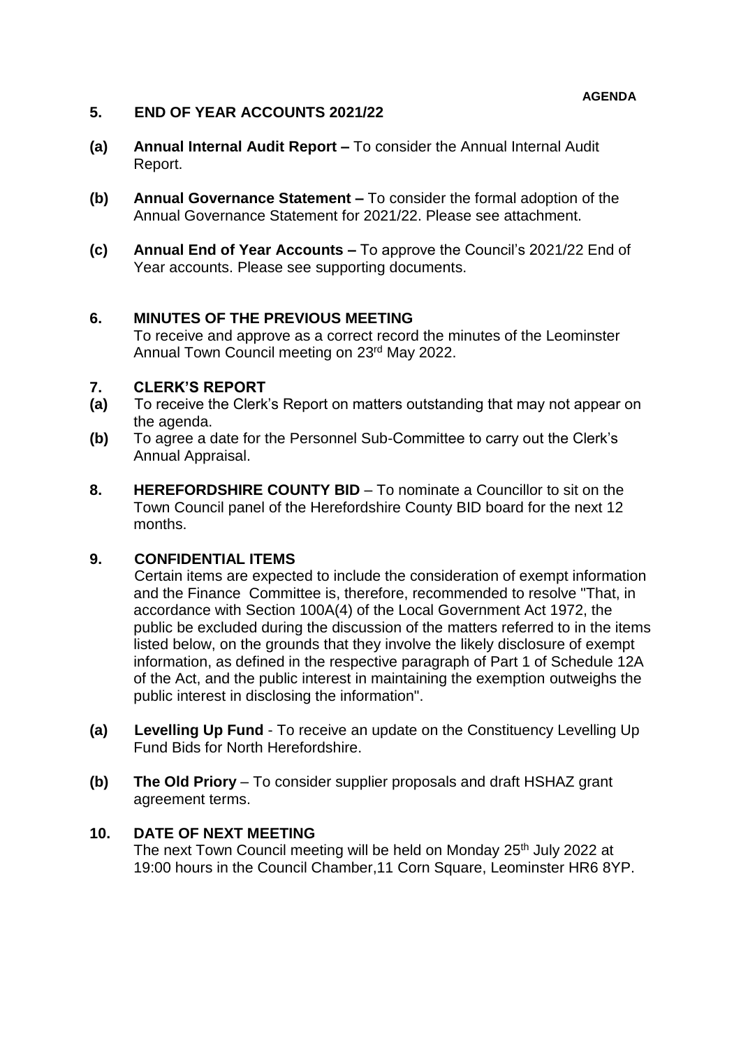**AGENDA**

## 5. END OF YEAR ACCOUNTS 2021/22

**(a) Annual Internal Audit Report –** To consider the Annual Internal Audit Report.

**(b) Annual Governance Statement –** To consider the formal adoption of the Annual Governance Statement for 2021/22. Please see attachment.

**(c) Annual End of Year Accounts –** To approve the Council's 2021/22 End of Year accounts. Please see supporting documents.

## 6. MINUTES OF THE PREVIOUS MEETING

To receive and approve as a correct record the minutes of the Leominster Annual Town Council meeting on 23rd May 2022.

## 7. CLERK'S REPORT

**(a)** To receive the Clerk's Report on matters outstanding that may not appear on the agenda.

**(b)** To agree a date for the Personnel Sub-Committee to carry out the Clerk's Annual Appraisal.

## 8. HEREFORDSHIRE COUNTY BID

**HEREFORDSHIRE COUNTY BID** – To nominate a Councillor to sit on the Town Council panel of the Herefordshire County BID board for the next 12 months.

## 9. CONFIDENTIAL ITEMS

Certain items are expected to include the consideration of exempt information and the Finance Committee is, therefore, recommended to resolve "That, in accordance with Section 100A(4) of the Local Government Act 1972, the public be excluded during the discussion of the matters referred to in the items listed below, on the grounds that they involve the likely disclosure of exempt information, as defined in the respective paragraph of Part 1 of Schedule 12A of the Act, and the public interest in maintaining the exemption outweighs the public interest in disclosing the information".

**(a) Levelling Up Fund** - To receive an update on the Constituency Levelling Up Fund Bids for North Herefordshire.

**(b) The Old Priory** – To consider supplier proposals and draft HSHAZ grant agreement terms.

## 10. DATE OF NEXT MEETING

The next Town Council meeting will be held on Monday 25th July 2022 at 19:00 hours in the Council Chamber,11 Corn Square, Leominster HR6 8YP.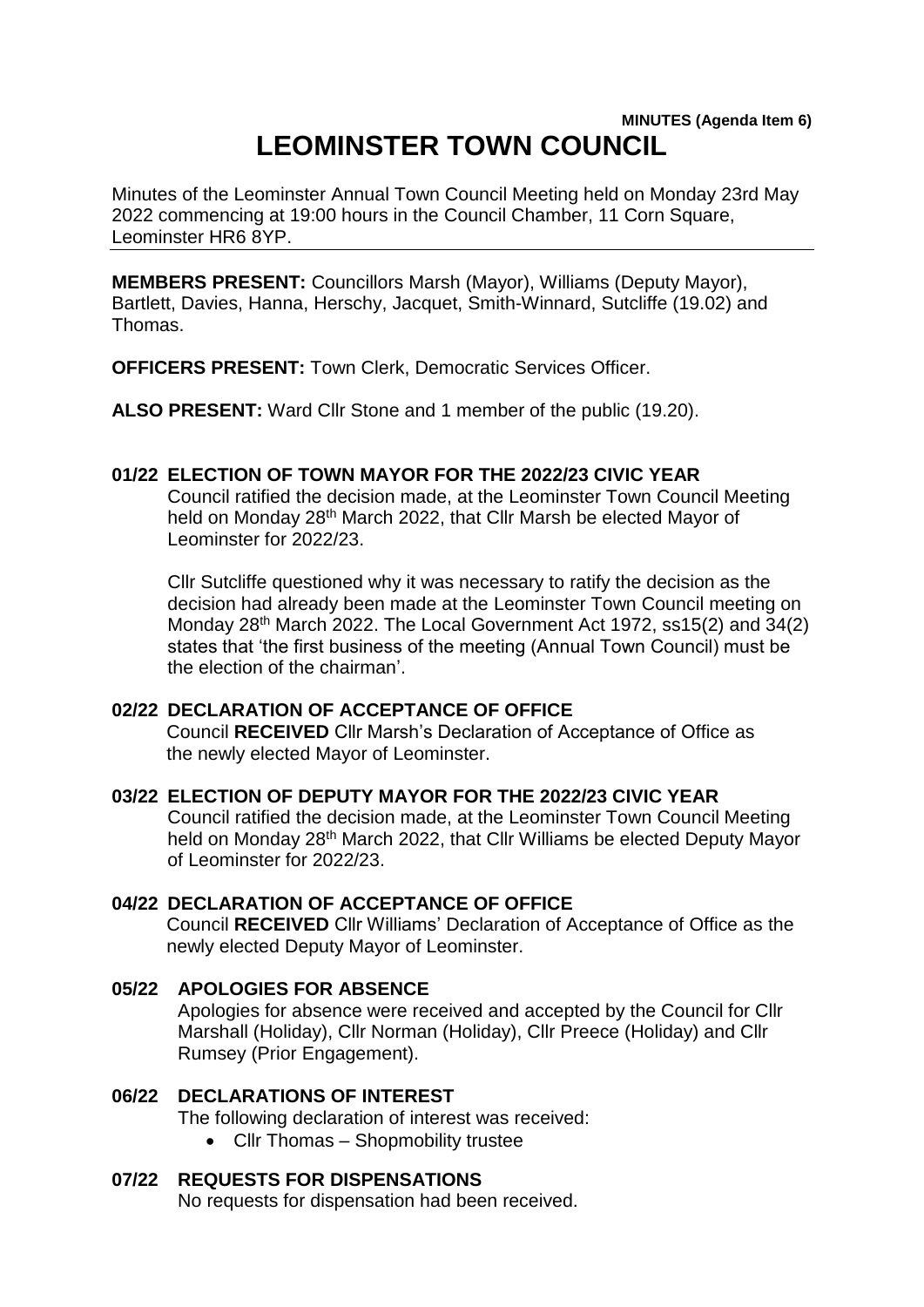**MINUTES (Agenda Item 6)**

# LEOMINSTER TOWN COUNCIL

Minutes of the Leominster Annual Town Council Meeting held on Monday 23rd May 2022 commencing at 19:00 hours in the Council Chamber, 11 Corn Square, Leominster HR6 8YP.

---

**MEMBERS PRESENT:** Councillors Marsh (Mayor), Williams (Deputy Mayor), Bartlett, Davies, Hanna, Herschy, Jacquet, Smith-Winnard, Sutcliffe (19.02) and Thomas.

**OFFICERS PRESENT:** Town Clerk, Democratic Services Officer.

**ALSO PRESENT:** Ward Cllr Stone and 1 member of the public (19.20).

**01/22 ELECTION OF TOWN MAYOR FOR THE 2022/23 CIVIC YEAR**

Council ratified the decision made, at the Leominster Town Council Meeting held on Monday 28th March 2022, that Cllr Marsh be elected Mayor of Leominster for 2022/23.

Cllr Sutcliffe questioned why it was necessary to ratify the decision as the decision had already been made at the Leominster Town Council meeting on Monday 28th March 2022. The Local Government Act 1972, ss15(2) and 34(2) states that 'the first business of the meeting (Annual Town Council) must be the election of the chairman'.

**02/22 DECLARATION OF ACCEPTANCE OF OFFICE**

Council **RECEIVED** Cllr Marsh's Declaration of Acceptance of Office as the newly elected Mayor of Leominster.

**03/22 ELECTION OF DEPUTY MAYOR FOR THE 2022/23 CIVIC YEAR**

Council ratified the decision made, at the Leominster Town Council Meeting held on Monday 28th March 2022, that Cllr Williams be elected Deputy Mayor of Leominster for 2022/23.

**04/22 DECLARATION OF ACCEPTANCE OF OFFICE**

Council **RECEIVED** Cllr Williams' Declaration of Acceptance of Office as the newly elected Deputy Mayor of Leominster.

**05/22 APOLOGIES FOR ABSENCE**

Apologies for absence were received and accepted by the Council for Cllr Marshall (Holiday), Cllr Norman (Holiday), Cllr Preece (Holiday) and Cllr Rumsey (Prior Engagement).

**06/22 DECLARATIONS OF INTEREST**

The following declaration of interest was received:

- Cllr Thomas – Shopmobility trustee

**07/22 REQUESTS FOR DISPENSATIONS**

No requests for dispensation had been received.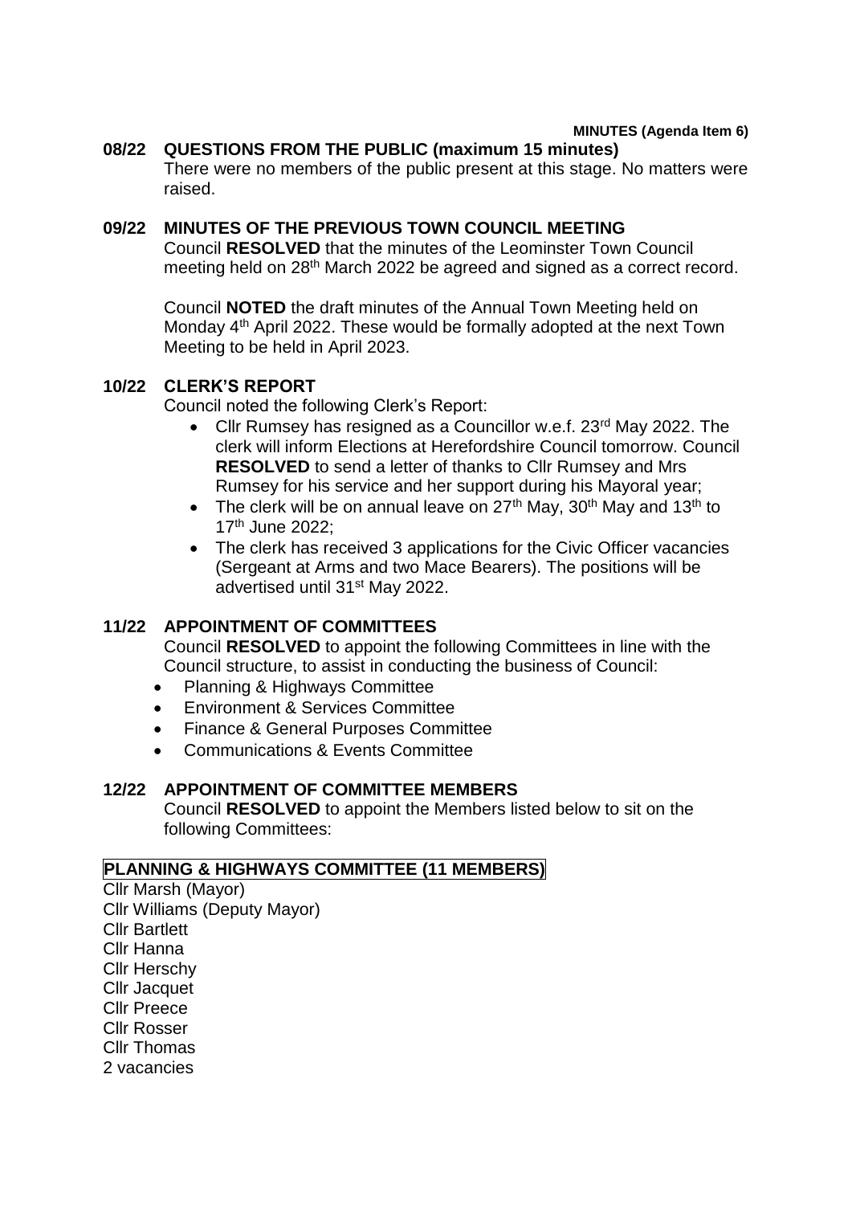**MINUTES (Agenda Item 6)**

## 08/22 QUESTIONS FROM THE PUBLIC (maximum 15 minutes)

There were no members of the public present at this stage. No matters were raised.

## 09/22 MINUTES OF THE PREVIOUS TOWN COUNCIL MEETING

Council **RESOLVED** that the minutes of the Leominster Town Council meeting held on 28th March 2022 be agreed and signed as a correct record.

Council **NOTED** the draft minutes of the Annual Town Meeting held on Monday 4th April 2022. These would be formally adopted at the next Town Meeting to be held in April 2023.

## 10/22 CLERK'S REPORT

Council noted the following Clerk's Report:

- Cllr Rumsey has resigned as a Councillor w.e.f. 23rd May 2022. The clerk will inform Elections at Herefordshire Council tomorrow. Council **RESOLVED** to send a letter of thanks to Cllr Rumsey and Mrs Rumsey for his service and her support during his Mayoral year;
- The clerk will be on annual leave on 27th May, 30th May and 13th to 17th June 2022;
- The clerk has received 3 applications for the Civic Officer vacancies (Sergeant at Arms and two Mace Bearers). The positions will be advertised until 31st May 2022.

## 11/22 APPOINTMENT OF COMMITTEES

Council **RESOLVED** to appoint the following Committees in line with the Council structure, to assist in conducting the business of Council:

- Planning & Highways Committee
- Environment & Services Committee
- Finance & General Purposes Committee
- Communications & Events Committee

## 12/22 APPOINTMENT OF COMMITTEE MEMBERS

Council **RESOLVED** to appoint the Members listed below to sit on the following Committees:

**PLANNING & HIGHWAYS COMMITTEE (11 MEMBERS)**

Cllr Marsh (Mayor)
Cllr Williams (Deputy Mayor)
Cllr Bartlett
Cllr Hanna
Cllr Herschy
Cllr Jacquet
Cllr Preece
Cllr Rosser
Cllr Thomas
2 vacancies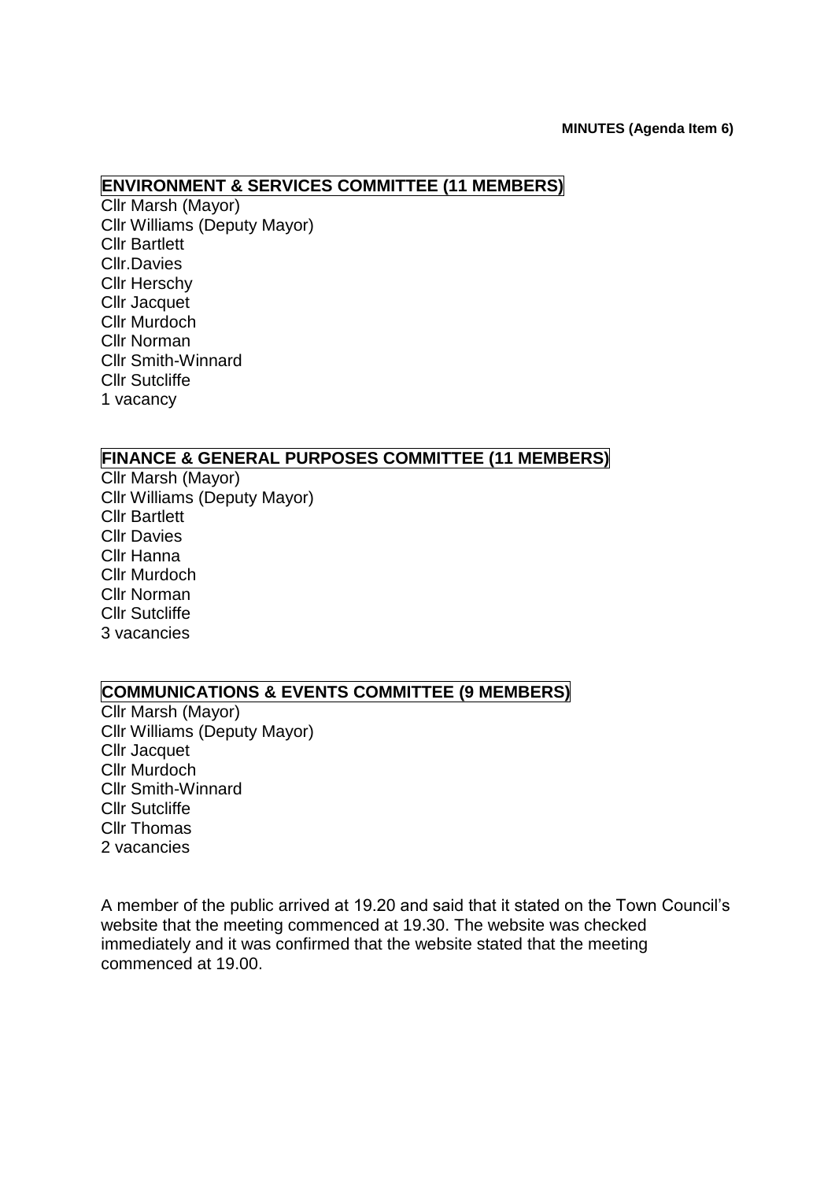**MINUTES (Agenda Item 6)**

## ENVIRONMENT & SERVICES COMMITTEE (11 MEMBERS)

Cllr Marsh (Mayor)
Cllr Williams (Deputy Mayor)
Cllr Bartlett
Cllr.Davies
Cllr Herschy
Cllr Jacquet
Cllr Murdoch
Cllr Norman
Cllr Smith-Winnard
Cllr Sutcliffe
1 vacancy

## FINANCE & GENERAL PURPOSES COMMITTEE (11 MEMBERS)

Cllr Marsh (Mayor)
Cllr Williams (Deputy Mayor)
Cllr Bartlett
Cllr Davies
Cllr Hanna
Cllr Murdoch
Cllr Norman
Cllr Sutcliffe
3 vacancies

## COMMUNICATIONS & EVENTS COMMITTEE (9 MEMBERS)

Cllr Marsh (Mayor)
Cllr Williams (Deputy Mayor)
Cllr Jacquet
Cllr Murdoch
Cllr Smith-Winnard
Cllr Sutcliffe
Cllr Thomas
2 vacancies

A member of the public arrived at 19.20 and said that it stated on the Town Council's website that the meeting commenced at 19.30. The website was checked immediately and it was confirmed that the website stated that the meeting commenced at 19.00.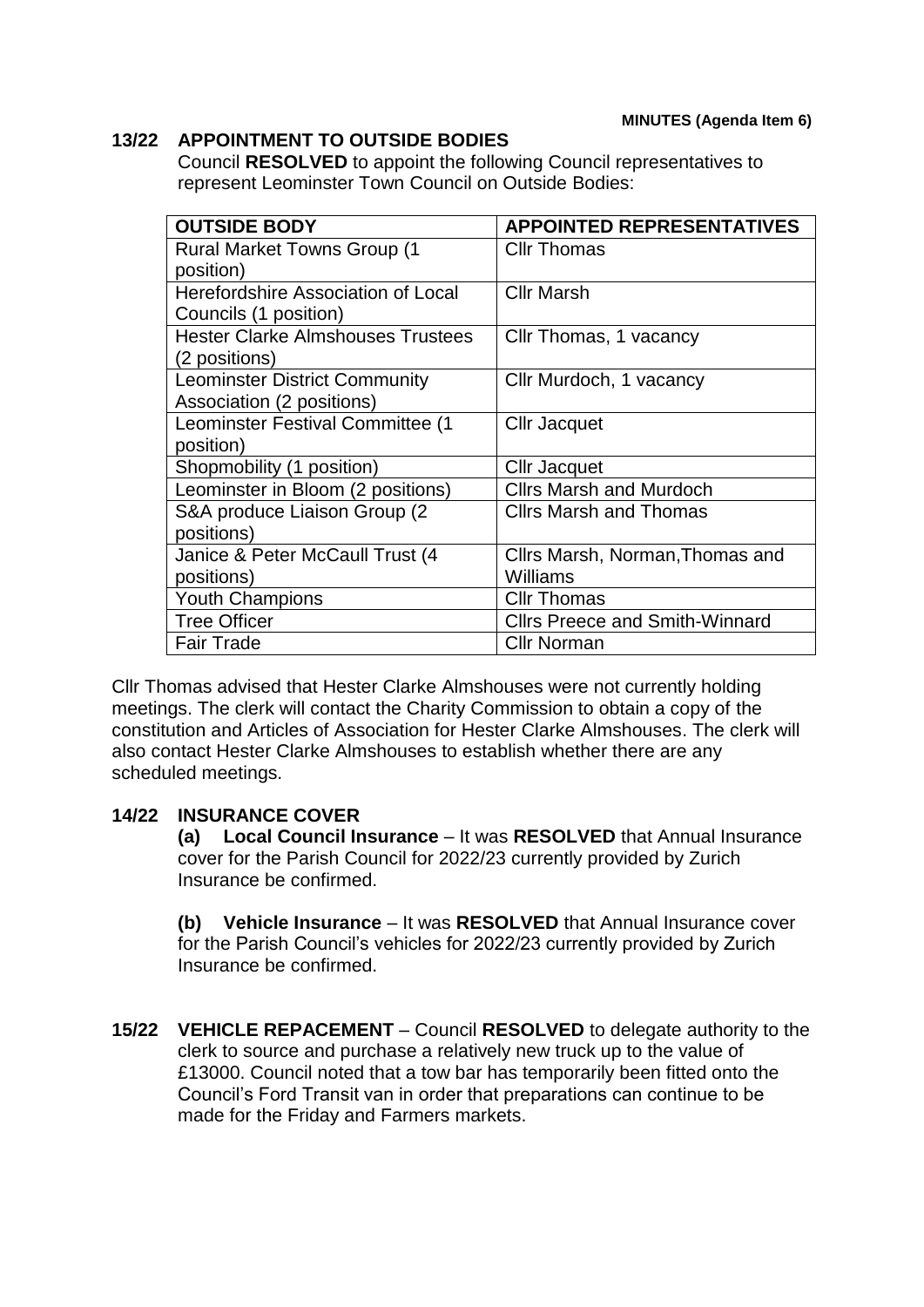**MINUTES (Agenda Item 6)**

## 13/22 APPOINTMENT TO OUTSIDE BODIES

Council **RESOLVED** to appoint the following Council representatives to represent Leominster Town Council on Outside Bodies:

| OUTSIDE BODY | APPOINTED REPRESENTATIVES |
|---|---|
| Rural Market Towns Group (1 position) | Cllr Thomas |
| Herefordshire Association of Local Councils (1 position) | Cllr Marsh |
| Hester Clarke Almshouses Trustees (2 positions) | Cllr Thomas, 1 vacancy |
| Leominster District Community Association (2 positions) | Cllr Murdoch, 1 vacancy |
| Leominster Festival Committee (1 position) | Cllr Jacquet |
| Shopmobility (1 position) | Cllr Jacquet |
| Leominster in Bloom (2 positions) | Cllrs Marsh and Murdoch |
| S&A produce Liaison Group (2 positions) | Cllrs Marsh and Thomas |
| Janice & Peter McCaull Trust (4 positions) | Cllrs Marsh, Norman,Thomas and Williams |
| Youth Champions | Cllr Thomas |
| Tree Officer | Cllrs Preece and Smith-Winnard |
| Fair Trade | Cllr Norman |

Cllr Thomas advised that Hester Clarke Almshouses were not currently holding meetings. The clerk will contact the Charity Commission to obtain a copy of the constitution and Articles of Association for Hester Clarke Almshouses. The clerk will also contact Hester Clarke Almshouses to establish whether there are any scheduled meetings.

## 14/22 INSURANCE COVER

**(a) Local Council Insurance** – It was **RESOLVED** that Annual Insurance cover for the Parish Council for 2022/23 currently provided by Zurich Insurance be confirmed.

**(b) Vehicle Insurance** – It was **RESOLVED** that Annual Insurance cover for the Parish Council's vehicles for 2022/23 currently provided by Zurich Insurance be confirmed.

**15/22 VEHICLE REPACEMENT** – Council **RESOLVED** to delegate authority to the clerk to source and purchase a relatively new truck up to the value of £13000. Council noted that a tow bar has temporarily been fitted onto the Council's Ford Transit van in order that preparations can continue to be made for the Friday and Farmers markets.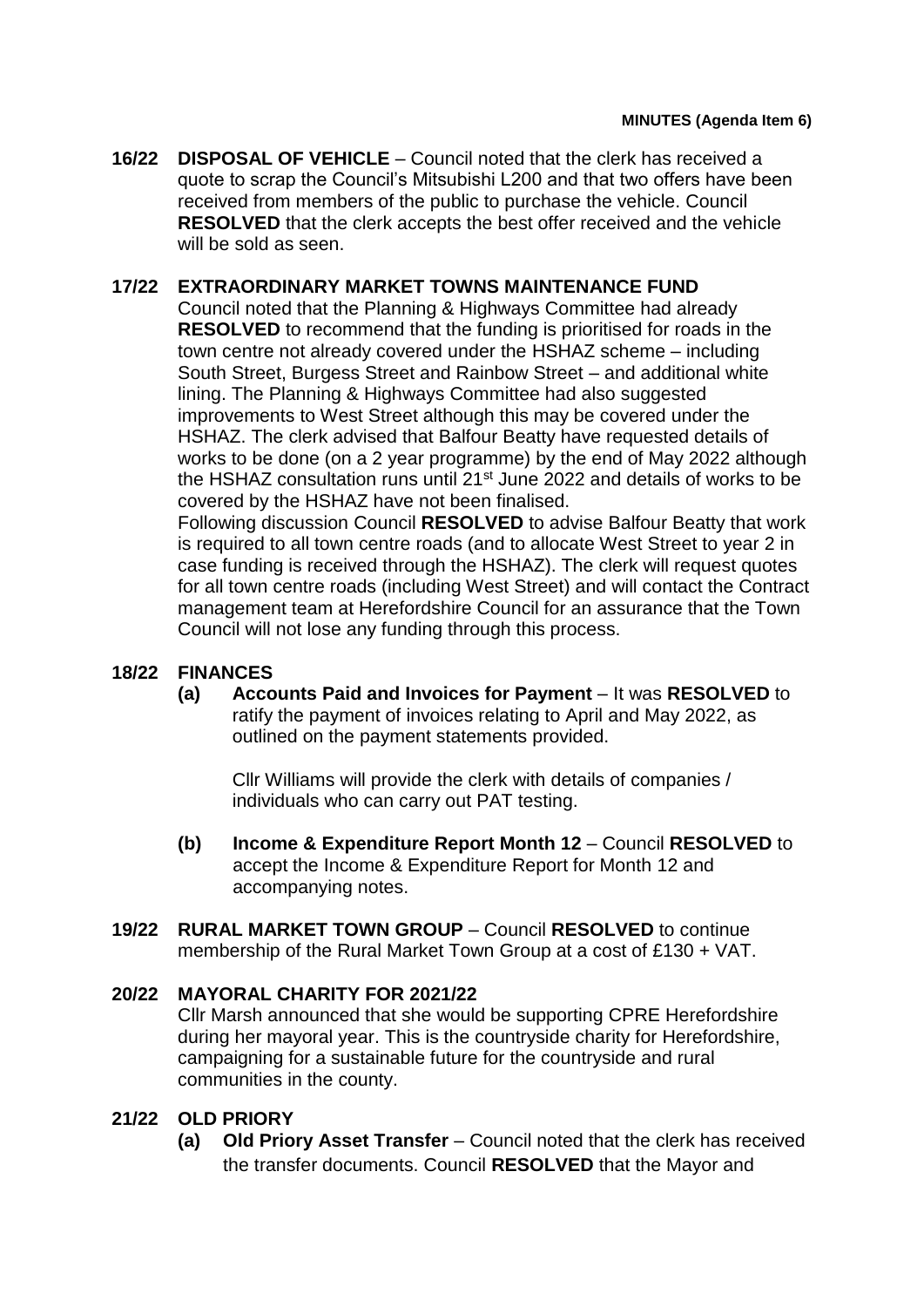**MINUTES (Agenda Item 6)**

**16/22 DISPOSAL OF VEHICLE** – Council noted that the clerk has received a quote to scrap the Council's Mitsubishi L200 and that two offers have been received from members of the public to purchase the vehicle. Council **RESOLVED** that the clerk accepts the best offer received and the vehicle will be sold as seen.

**17/22 EXTRAORDINARY MARKET TOWNS MAINTENANCE FUND**

Council noted that the Planning & Highways Committee had already **RESOLVED** to recommend that the funding is prioritised for roads in the town centre not already covered under the HSHAZ scheme – including South Street, Burgess Street and Rainbow Street – and additional white lining. The Planning & Highways Committee had also suggested improvements to West Street although this may be covered under the HSHAZ. The clerk advised that Balfour Beatty have requested details of works to be done (on a 2 year programme) by the end of May 2022 although the HSHAZ consultation runs until 21st June 2022 and details of works to be covered by the HSHAZ have not been finalised.

Following discussion Council **RESOLVED** to advise Balfour Beatty that work is required to all town centre roads (and to allocate West Street to year 2 in case funding is received through the HSHAZ). The clerk will request quotes for all town centre roads (including West Street) and will contact the Contract management team at Herefordshire Council for an assurance that the Town Council will not lose any funding through this process.

**18/22 FINANCES**

**(a) Accounts Paid and Invoices for Payment** – It was **RESOLVED** to ratify the payment of invoices relating to April and May 2022, as outlined on the payment statements provided.

Cllr Williams will provide the clerk with details of companies / individuals who can carry out PAT testing.

**(b) Income & Expenditure Report Month 12** – Council **RESOLVED** to accept the Income & Expenditure Report for Month 12 and accompanying notes.

**19/22 RURAL MARKET TOWN GROUP** – Council **RESOLVED** to continue membership of the Rural Market Town Group at a cost of £130 + VAT.

**20/22 MAYORAL CHARITY FOR 2021/22**

Cllr Marsh announced that she would be supporting CPRE Herefordshire during her mayoral year. This is the countryside charity for Herefordshire, campaigning for a sustainable future for the countryside and rural communities in the county.

**21/22 OLD PRIORY**

**(a) Old Priory Asset Transfer** – Council noted that the clerk has received the transfer documents. Council **RESOLVED** that the Mayor and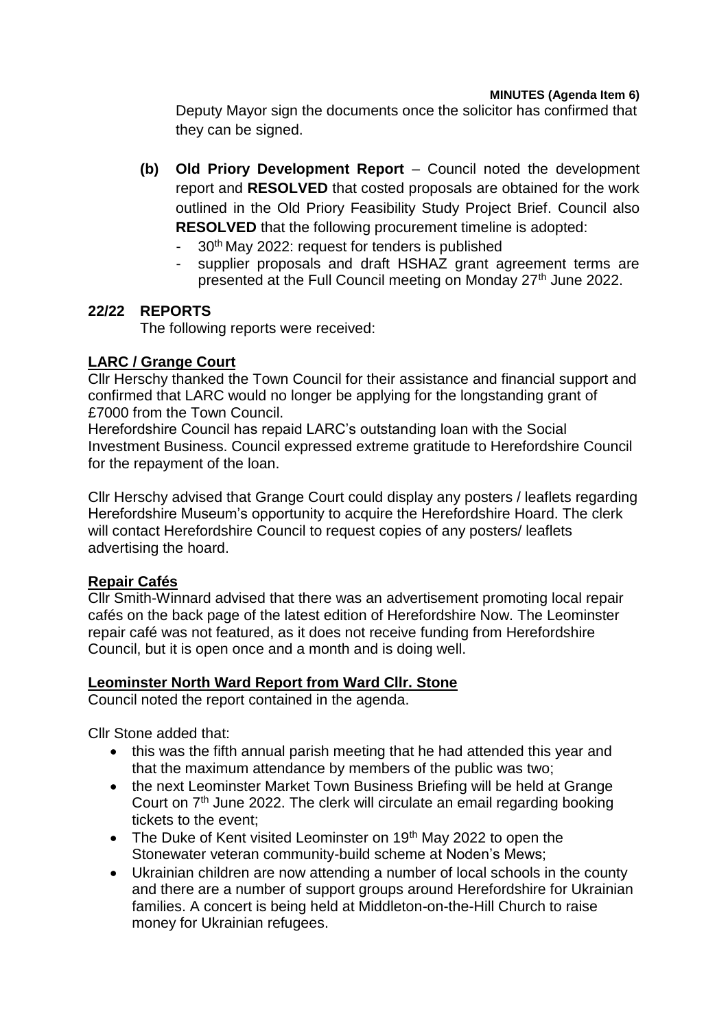Deputy Mayor sign the documents once the solicitor has confirmed that they can be signed.

**(b) Old Priory Development Report** – Council noted the development report and **RESOLVED** that costed proposals are obtained for the work outlined in the Old Priory Feasibility Study Project Brief. Council also **RESOLVED** that the following procurement timeline is adopted:

- 30th May 2022: request for tenders is published
- supplier proposals and draft HSHAZ grant agreement terms are presented at the Full Council meeting on Monday 27th June 2022.

## 22/22 REPORTS

The following reports were received:

### LARC / Grange Court

Cllr Herschy thanked the Town Council for their assistance and financial support and confirmed that LARC would no longer be applying for the longstanding grant of £7000 from the Town Council.

Herefordshire Council has repaid LARC's outstanding loan with the Social Investment Business. Council expressed extreme gratitude to Herefordshire Council for the repayment of the loan.

Cllr Herschy advised that Grange Court could display any posters / leaflets regarding Herefordshire Museum's opportunity to acquire the Herefordshire Hoard. The clerk will contact Herefordshire Council to request copies of any posters/ leaflets advertising the hoard.

### Repair Cafés

Cllr Smith-Winnard advised that there was an advertisement promoting local repair cafés on the back page of the latest edition of Herefordshire Now. The Leominster repair café was not featured, as it does not receive funding from Herefordshire Council, but it is open once and a month and is doing well.

### Leominster North Ward Report from Ward Cllr. Stone

Council noted the report contained in the agenda.

Cllr Stone added that:

- this was the fifth annual parish meeting that he had attended this year and that the maximum attendance by members of the public was two;
- the next Leominster Market Town Business Briefing will be held at Grange Court on 7th June 2022. The clerk will circulate an email regarding booking tickets to the event;
- The Duke of Kent visited Leominster on 19th May 2022 to open the Stonewater veteran community-build scheme at Noden's Mews;
- Ukrainian children are now attending a number of local schools in the county and there are a number of support groups around Herefordshire for Ukrainian families. A concert is being held at Middleton-on-the-Hill Church to raise money for Ukrainian refugees.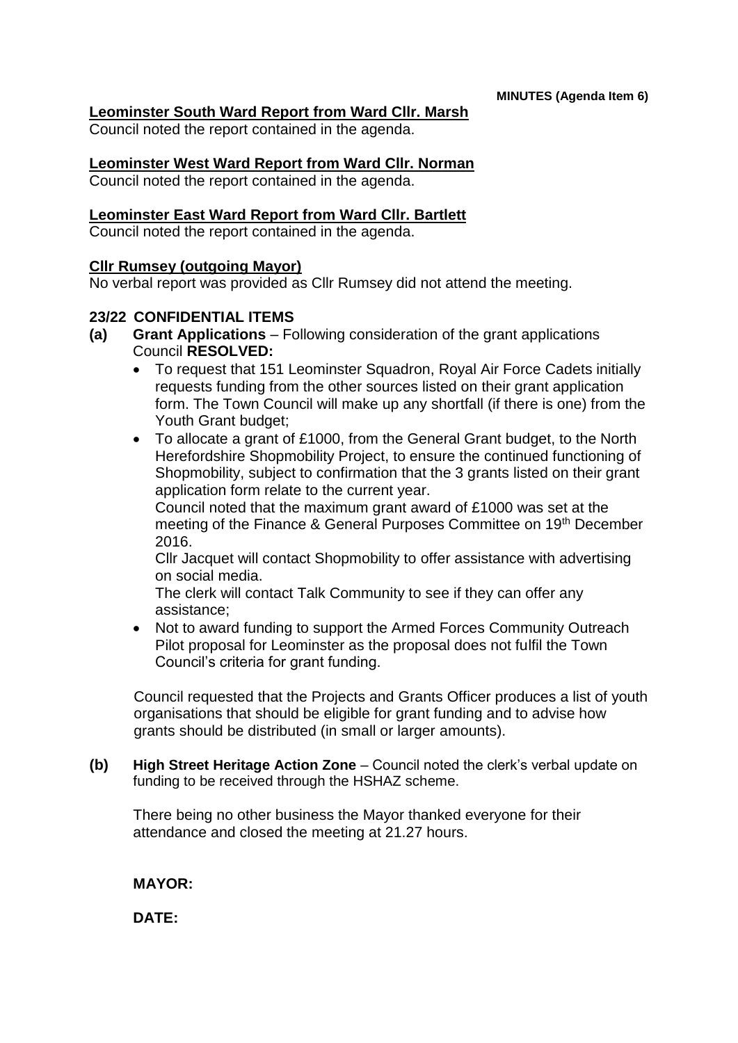**MINUTES (Agenda Item 6)**

**Leominster South Ward Report from Ward Cllr. Marsh**

Council noted the report contained in the agenda.

**Leominster West Ward Report from Ward Cllr. Norman**

Council noted the report contained in the agenda.

**Leominster East Ward Report from Ward Cllr. Bartlett**

Council noted the report contained in the agenda.

**Cllr Rumsey (outgoing Mayor)**

No verbal report was provided as Cllr Rumsey did not attend the meeting.

**23/22 CONFIDENTIAL ITEMS**

**(a) Grant Applications** – Following consideration of the grant applications Council **RESOLVED:**

- To request that 151 Leominster Squadron, Royal Air Force Cadets initially requests funding from the other sources listed on their grant application form. The Town Council will make up any shortfall (if there is one) from the Youth Grant budget;
- To allocate a grant of £1000, from the General Grant budget, to the North Herefordshire Shopmobility Project, to ensure the continued functioning of Shopmobility, subject to confirmation that the 3 grants listed on their grant application form relate to the current year.

  Council noted that the maximum grant award of £1000 was set at the meeting of the Finance & General Purposes Committee on 19th December 2016.

  Cllr Jacquet will contact Shopmobility to offer assistance with advertising on social media.

  The clerk will contact Talk Community to see if they can offer any assistance;
- Not to award funding to support the Armed Forces Community Outreach Pilot proposal for Leominster as the proposal does not fulfil the Town Council's criteria for grant funding.

Council requested that the Projects and Grants Officer produces a list of youth organisations that should be eligible for grant funding and to advise how grants should be distributed (in small or larger amounts).

**(b) High Street Heritage Action Zone** – Council noted the clerk's verbal update on funding to be received through the HSHAZ scheme.

There being no other business the Mayor thanked everyone for their attendance and closed the meeting at 21.27 hours.

**MAYOR:**

**DATE:**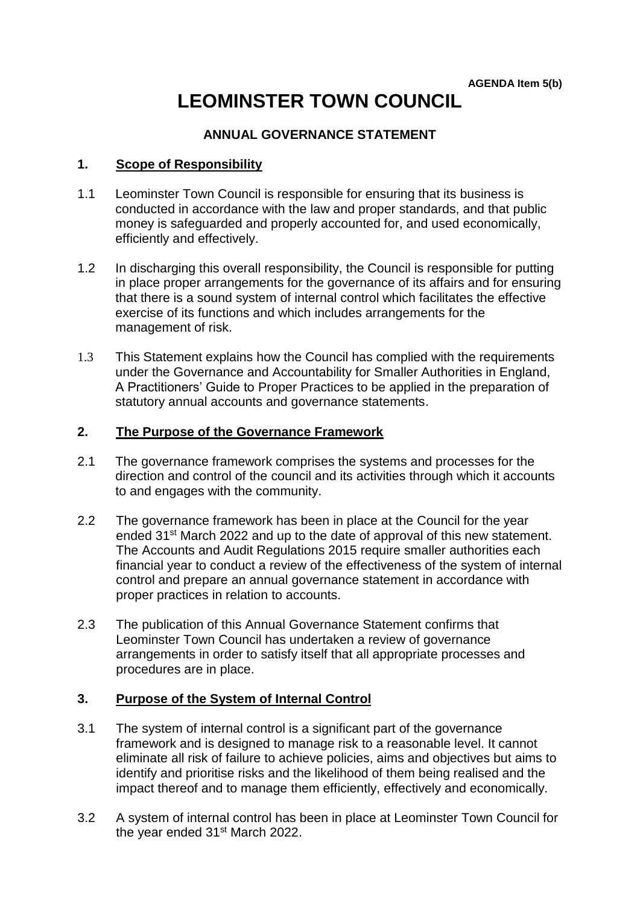**AGENDA Item 5(b)**

# LEOMINSTER TOWN COUNCIL

## ANNUAL GOVERNANCE STATEMENT

### 1. Scope of Responsibility

1.1 Leominster Town Council is responsible for ensuring that its business is conducted in accordance with the law and proper standards, and that public money is safeguarded and properly accounted for, and used economically, efficiently and effectively.

1.2 In discharging this overall responsibility, the Council is responsible for putting in place proper arrangements for the governance of its affairs and for ensuring that there is a sound system of internal control which facilitates the effective exercise of its functions and which includes arrangements for the management of risk.

1.3 This Statement explains how the Council has complied with the requirements under the Governance and Accountability for Smaller Authorities in England, A Practitioners' Guide to Proper Practices to be applied in the preparation of statutory annual accounts and governance statements.

### 2. The Purpose of the Governance Framework

2.1 The governance framework comprises the systems and processes for the direction and control of the council and its activities through which it accounts to and engages with the community.

2.2 The governance framework has been in place at the Council for the year ended 31st March 2022 and up to the date of approval of this new statement. The Accounts and Audit Regulations 2015 require smaller authorities each financial year to conduct a review of the effectiveness of the system of internal control and prepare an annual governance statement in accordance with proper practices in relation to accounts.

2.3 The publication of this Annual Governance Statement confirms that Leominster Town Council has undertaken a review of governance arrangements in order to satisfy itself that all appropriate processes and procedures are in place.

### 3. Purpose of the System of Internal Control

3.1 The system of internal control is a significant part of the governance framework and is designed to manage risk to a reasonable level. It cannot eliminate all risk of failure to achieve policies, aims and objectives but aims to identify and prioritise risks and the likelihood of them being realised and the impact thereof and to manage them efficiently, effectively and economically.

3.2 A system of internal control has been in place at Leominster Town Council for the year ended 31st March 2022.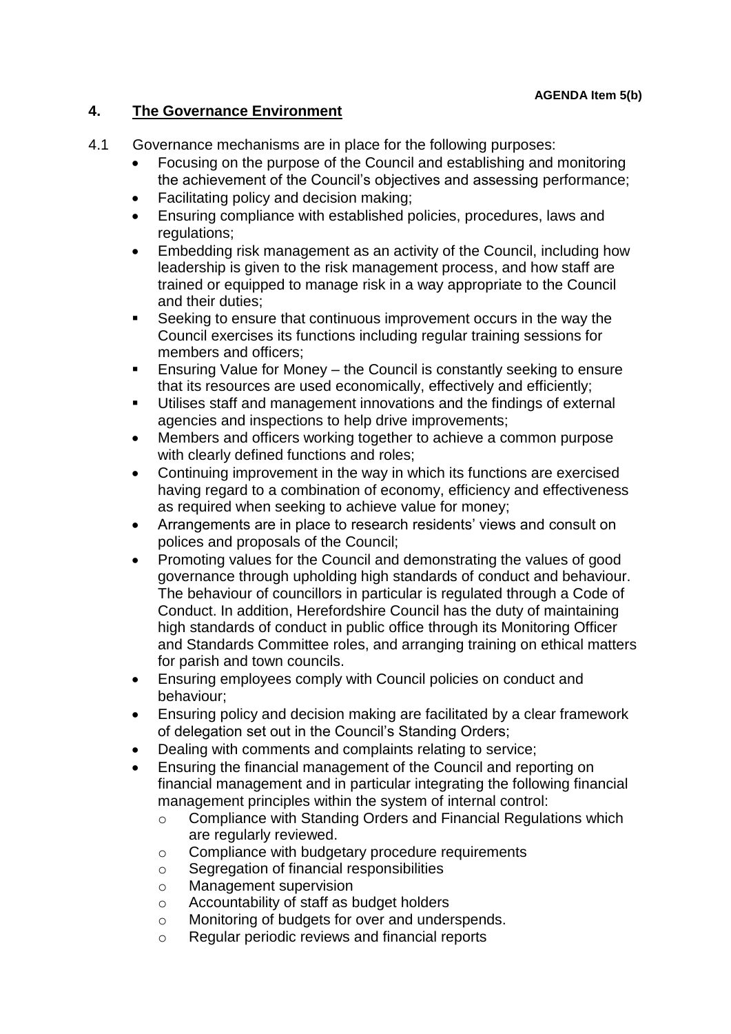AGENDA Item 5(b)

## 4. The Governance Environment

4.1 Governance mechanisms are in place for the following purposes:

- Focusing on the purpose of the Council and establishing and monitoring the achievement of the Council's objectives and assessing performance;
- Facilitating policy and decision making;
- Ensuring compliance with established policies, procedures, laws and regulations;
- Embedding risk management as an activity of the Council, including how leadership is given to the risk management process, and how staff are trained or equipped to manage risk in a way appropriate to the Council and their duties;
- Seeking to ensure that continuous improvement occurs in the way the Council exercises its functions including regular training sessions for members and officers;
- Ensuring Value for Money – the Council is constantly seeking to ensure that its resources are used economically, effectively and efficiently;
- Utilises staff and management innovations and the findings of external agencies and inspections to help drive improvements;
- Members and officers working together to achieve a common purpose with clearly defined functions and roles;
- Continuing improvement in the way in which its functions are exercised having regard to a combination of economy, efficiency and effectiveness as required when seeking to achieve value for money;
- Arrangements are in place to research residents' views and consult on polices and proposals of the Council;
- Promoting values for the Council and demonstrating the values of good governance through upholding high standards of conduct and behaviour. The behaviour of councillors in particular is regulated through a Code of Conduct. In addition, Herefordshire Council has the duty of maintaining high standards of conduct in public office through its Monitoring Officer and Standards Committee roles, and arranging training on ethical matters for parish and town councils.
- Ensuring employees comply with Council policies on conduct and behaviour;
- Ensuring policy and decision making are facilitated by a clear framework of delegation set out in the Council's Standing Orders;
- Dealing with comments and complaints relating to service;
- Ensuring the financial management of the Council and reporting on financial management and in particular integrating the following financial management principles within the system of internal control:
  - Compliance with Standing Orders and Financial Regulations which are regularly reviewed.
  - Compliance with budgetary procedure requirements
  - Segregation of financial responsibilities
  - Management supervision
  - Accountability of staff as budget holders
  - Monitoring of budgets for over and underspends.
  - Regular periodic reviews and financial reports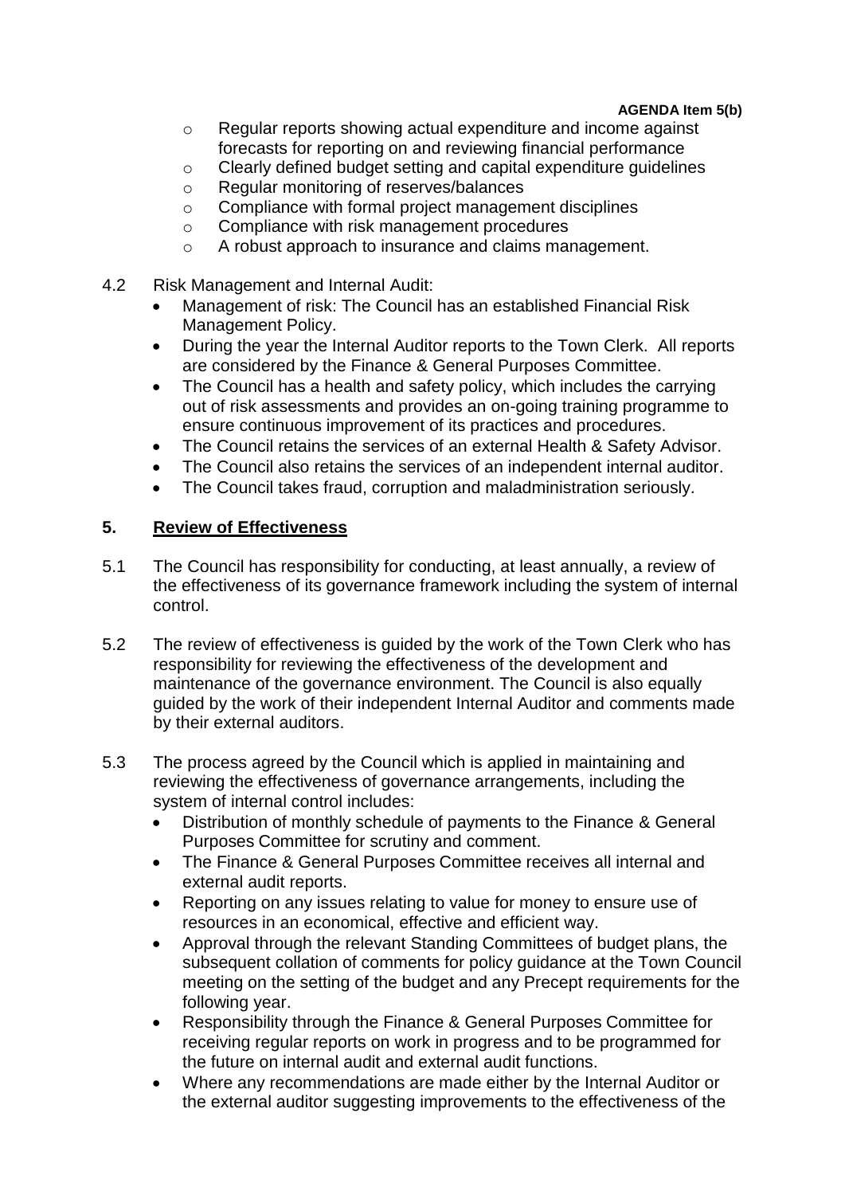- Regular reports showing actual expenditure and income against forecasts for reporting on and reviewing financial performance
- Clearly defined budget setting and capital expenditure guidelines
- Regular monitoring of reserves/balances
- Compliance with formal project management disciplines
- Compliance with risk management procedures
- A robust approach to insurance and claims management.

4.2 Risk Management and Internal Audit:

- Management of risk: The Council has an established Financial Risk Management Policy.
- During the year the Internal Auditor reports to the Town Clerk. All reports are considered by the Finance & General Purposes Committee.
- The Council has a health and safety policy, which includes the carrying out of risk assessments and provides an on-going training programme to ensure continuous improvement of its practices and procedures.
- The Council retains the services of an external Health & Safety Advisor.
- The Council also retains the services of an independent internal auditor.
- The Council takes fraud, corruption and maladministration seriously.

## 5. Review of Effectiveness

5.1 The Council has responsibility for conducting, at least annually, a review of the effectiveness of its governance framework including the system of internal control.

5.2 The review of effectiveness is guided by the work of the Town Clerk who has responsibility for reviewing the effectiveness of the development and maintenance of the governance environment. The Council is also equally guided by the work of their independent Internal Auditor and comments made by their external auditors.

5.3 The process agreed by the Council which is applied in maintaining and reviewing the effectiveness of governance arrangements, including the system of internal control includes:

- Distribution of monthly schedule of payments to the Finance & General Purposes Committee for scrutiny and comment.
- The Finance & General Purposes Committee receives all internal and external audit reports.
- Reporting on any issues relating to value for money to ensure use of resources in an economical, effective and efficient way.
- Approval through the relevant Standing Committees of budget plans, the subsequent collation of comments for policy guidance at the Town Council meeting on the setting of the budget and any Precept requirements for the following year.
- Responsibility through the Finance & General Purposes Committee for receiving regular reports on work in progress and to be programmed for the future on internal audit and external audit functions.
- Where any recommendations are made either by the Internal Auditor or the external auditor suggesting improvements to the effectiveness of the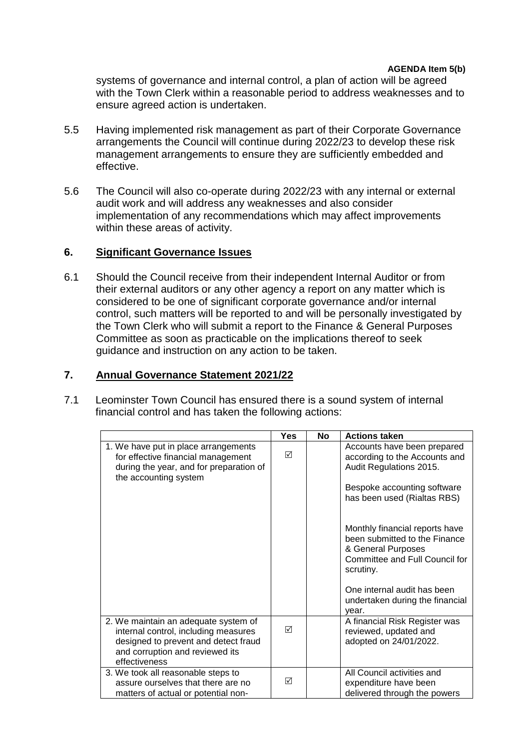systems of governance and internal control, a plan of action will be agreed with the Town Clerk within a reasonable period to address weaknesses and to ensure agreed action is undertaken.

5.5 Having implemented risk management as part of their Corporate Governance arrangements the Council will continue during 2022/23 to develop these risk management arrangements to ensure they are sufficiently embedded and effective.

5.6 The Council will also co-operate during 2022/23 with any internal or external audit work and will address any weaknesses and also consider implementation of any recommendations which may affect improvements within these areas of activity.

## 6. Significant Governance Issues

6.1 Should the Council receive from their independent Internal Auditor or from their external auditors or any other agency a report on any matter which is considered to be one of significant corporate governance and/or internal control, such matters will be reported to and will be personally investigated by the Town Clerk who will submit a report to the Finance & General Purposes Committee as soon as practicable on the implications thereof to seek guidance and instruction on any action to be taken.

## 7. Annual Governance Statement 2021/22

7.1 Leominster Town Council has ensured there is a sound system of internal financial control and has taken the following actions:

| | Yes | No | Actions taken |
|---|---|---|---|
| 1. We have put in place arrangements for effective financial management during the year, and for preparation of the accounting system | ☑ | | Accounts have been prepared according to the Accounts and Audit Regulations 2015.<br><br>Bespoke accounting software has been used (Rialtas RBS)<br><br>Monthly financial reports have been submitted to the Finance & General Purposes Committee and Full Council for scrutiny.<br><br>One internal audit has been undertaken during the financial year. |
| 2. We maintain an adequate system of internal control, including measures designed to prevent and detect fraud and corruption and reviewed its effectiveness | ☑ | | A financial Risk Register was reviewed, updated and adopted on 24/01/2022. |
| 3. We took all reasonable steps to assure ourselves that there are no matters of actual or potential non- | ☑ | | All Council activities and expenditure have been delivered through the powers |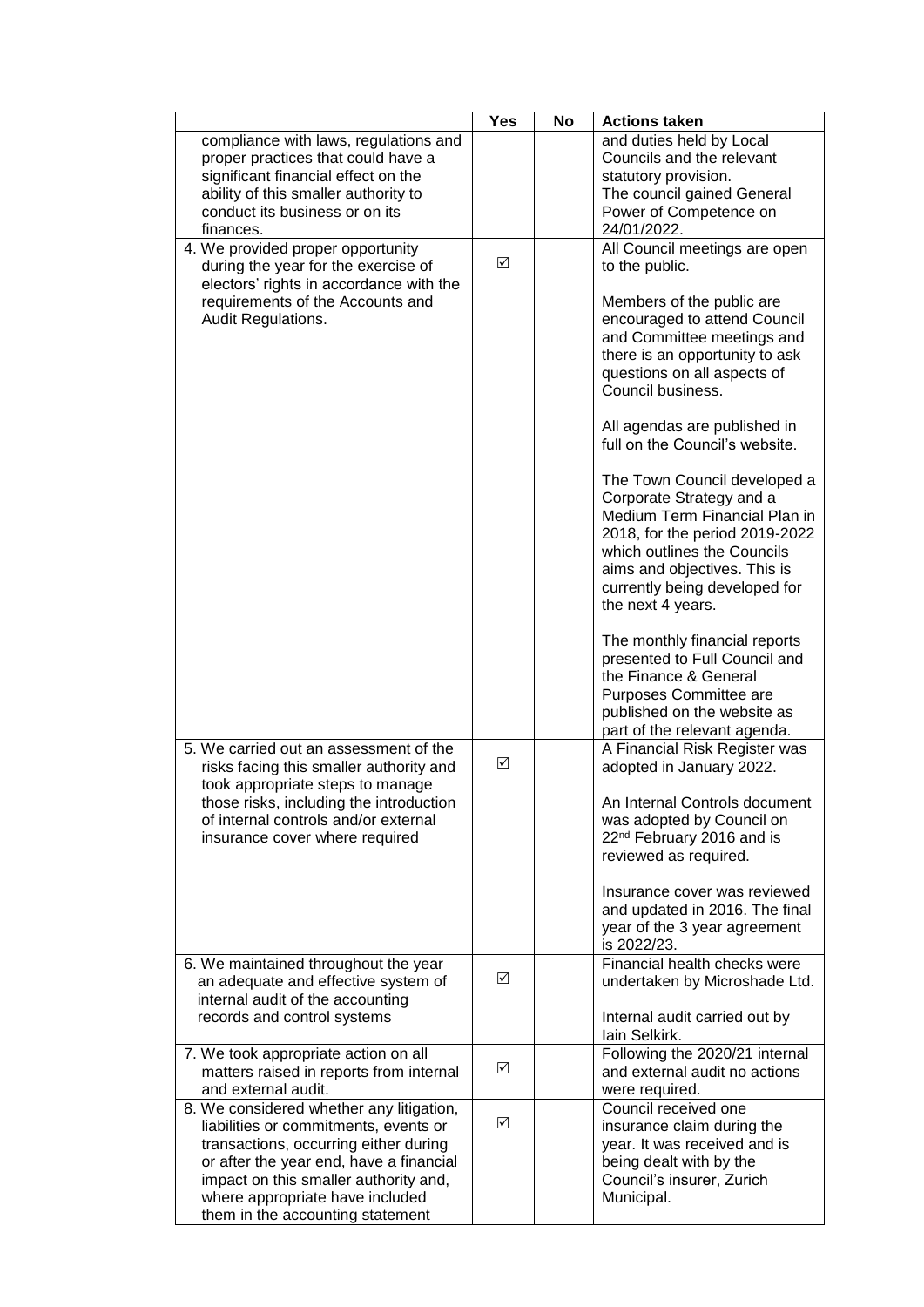| | Yes | No | Actions taken |
|---|---|---|---|
| compliance with laws, regulations and proper practices that could have a significant financial effect on the ability of this smaller authority to conduct its business or on its finances. | | | and duties held by Local Councils and the relevant statutory provision. The council gained General Power of Competence on 24/01/2022. |
| 4. We provided proper opportunity during the year for the exercise of electors' rights in accordance with the requirements of the Accounts and Audit Regulations. | ☑ | | All Council meetings are open to the public.<br><br>Members of the public are encouraged to attend Council and Committee meetings and there is an opportunity to ask questions on all aspects of Council business.<br><br>All agendas are published in full on the Council's website.<br><br>The Town Council developed a Corporate Strategy and a Medium Term Financial Plan in 2018, for the period 2019-2022 which outlines the Councils aims and objectives. This is currently being developed for the next 4 years.<br><br>The monthly financial reports presented to Full Council and the Finance & General Purposes Committee are published on the website as part of the relevant agenda. |
| 5. We carried out an assessment of the risks facing this smaller authority and took appropriate steps to manage those risks, including the introduction of internal controls and/or external insurance cover where required | ☑ | | A Financial Risk Register was adopted in January 2022.<br><br>An Internal Controls document was adopted by Council on 22nd February 2016 and is reviewed as required.<br><br>Insurance cover was reviewed and updated in 2016. The final year of the 3 year agreement is 2022/23. |
| 6. We maintained throughout the year an adequate and effective system of internal audit of the accounting records and control systems | ☑ | | Financial health checks were undertaken by Microshade Ltd.<br><br>Internal audit carried out by Iain Selkirk. |
| 7. We took appropriate action on all matters raised in reports from internal and external audit. | ☑ | | Following the 2020/21 internal and external audit no actions were required. |
| 8. We considered whether any litigation, liabilities or commitments, events or transactions, occurring either during or after the year end, have a financial impact on this smaller authority and, where appropriate have included them in the accounting statement | ☑ | | Council received one insurance claim during the year. It was received and is being dealt with by the Council's insurer, Zurich Municipal. |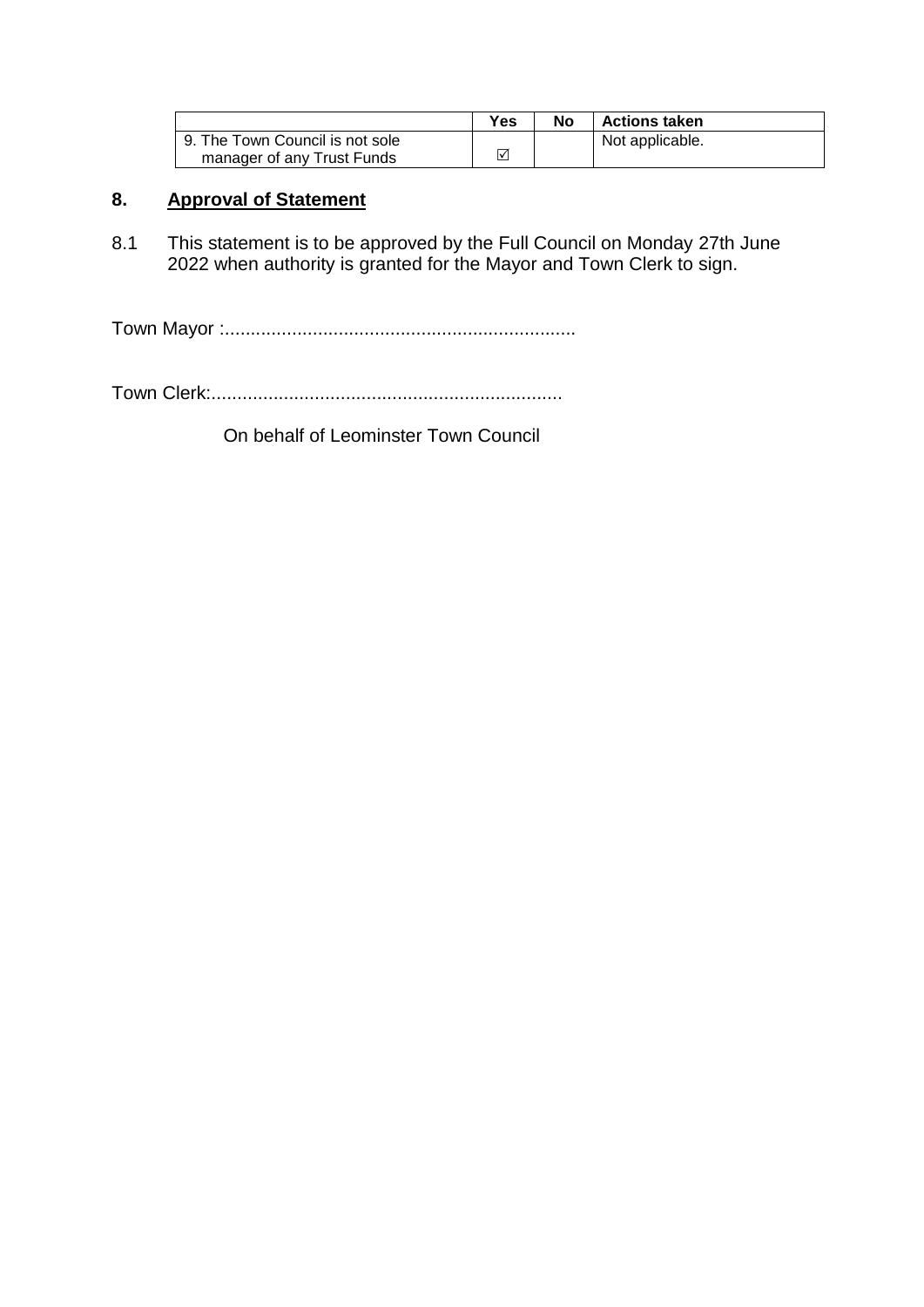| | Yes | No | Actions taken |
|---|---|---|---|
| 9. The Town Council is not sole manager of any Trust Funds | ☑ | | Not applicable. |

## 8. Approval of Statement

8.1 This statement is to be approved by the Full Council on Monday 27th June 2022 when authority is granted for the Mayor and Town Clerk to sign.

Town Mayor :...................................................................

Town Clerk:...................................................................

On behalf of Leominster Town Council